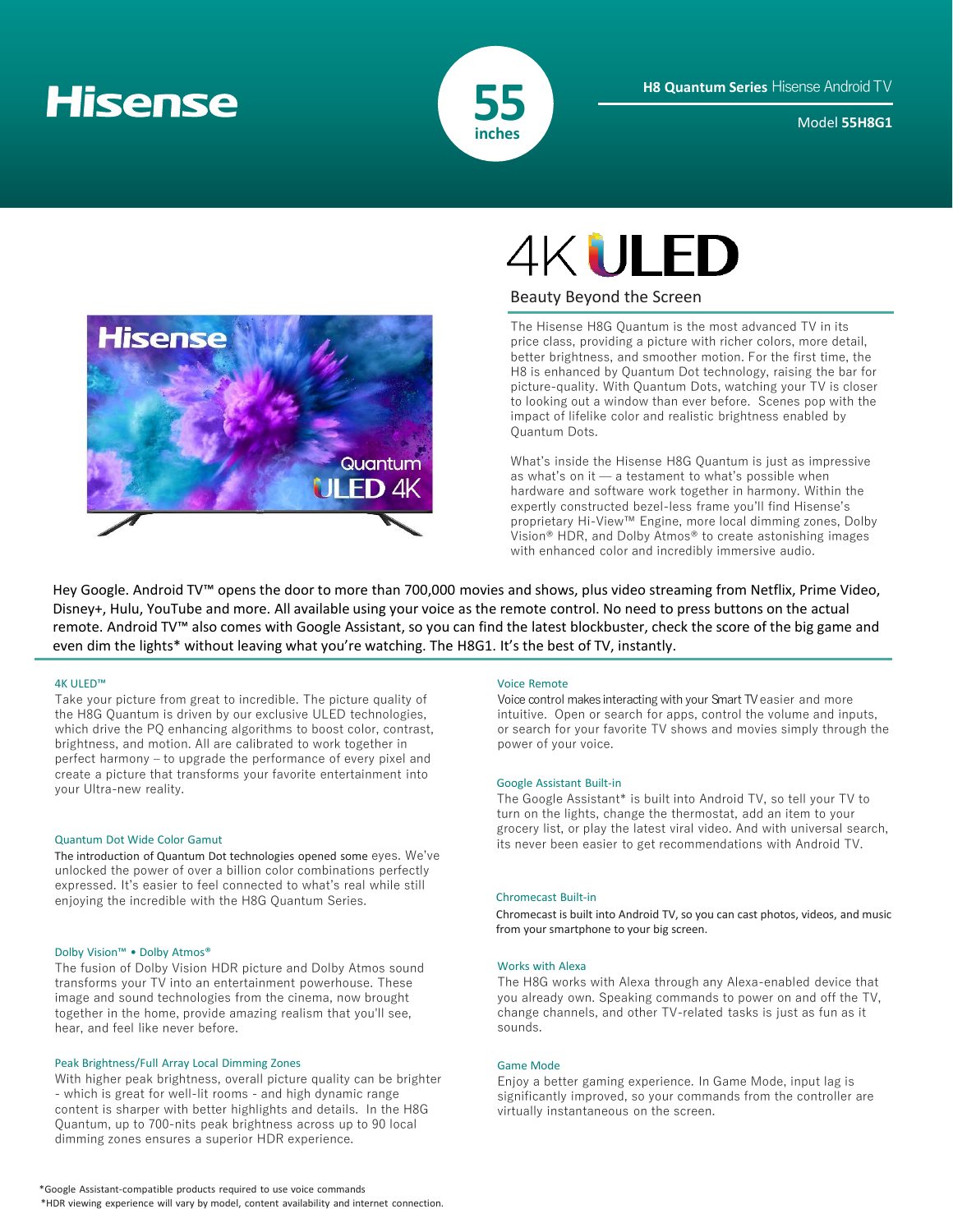# Hisense

**55** inches

**H8 Quantum Series** Hisense Android TV

Model **55H8G1**

## 4K ULED

### Beauty Beyond the Screen

The Hisense H8G Quantum is the most advanced TV in its price class, providing a picture with richer colors, more detail, better brightness, and smoother motion. For the first time, the H8 is enhanced by Quantum Dot technology, raising the bar for picture-quality. With Quantum Dots, watching your TV is closer to looking out a window than ever before. Scenes pop with the impact of lifelike color and realistic brightness enabled by Quantum Dots.

What's inside the Hisense H8G Quantum is just as impressive as what's on it — a testament to what's possible when hardware and software work together in harmony. Within the expertly constructed bezel-less frame you'll find Hisense's proprietary Hi-View™ Engine, more local dimming zones, Dolby Vision® HDR, and Dolby Atmos® to create astonishing images with enhanced color and incredibly immersive audio.

Hey Google. Android TV™ opens the door to more than 700,000 movies and shows, plus video streaming from Netflix, Prime Video, Disney+, Hulu, YouTube and more. All available using your voice as the remote control. No need to press buttons on the actual remote. Android TV™ also comes with Google Assistant, so you can find the latest blockbuster, check the score of the big game and even dim the lights* without leaving what you're watching. The H8G1. It's the best of TV, instantly.

#### 4K ULED™

Take your picture from great to incredible. The picture quality of the H8G Quantum is driven by our exclusive ULED technologies, which drive the PQ enhancing algorithms to boost color, contrast, brightness, and motion. All are calibrated to work together in perfect harmony – to upgrade the performance of every pixel and create a picture that transforms your favorite entertainment into your Ultra-new reality.

#### Quantum Dot Wide Color Gamut

The introduction of Quantum Dot technologies opened some eyes. We've unlocked the power of over a billion color combinations perfectly expressed. It's easier to feel connected to what's real while still enjoying the incredible with the H8G Quantum Series.

#### Dolby Vision™ • Dolby Atmos®

The fusion of Dolby Vision HDR picture and Dolby Atmos sound transforms your TV into an entertainment powerhouse. These image and sound technologies from the cinema, now brought together in the home, provide amazing realism that you'll see, hear, and feel like never before.

#### Peak Brightness/Full Array Local Dimming Zones

With higher peak brightness, overall picture quality can be brighter - which is great for well-lit rooms - and high dynamic range content is sharper with better highlights and details. In the H8G Quantum, up to 700-nits peak brightness across up to 90 local dimming zones ensures a superior HDR experience.

#### Voice Remote

Voice control makes interacting with your Smart TV easier and more intuitive. Open or search for apps, control the volume and inputs, or search for your favorite TV shows and movies simply through the power of your voice.

#### Google Assistant Built-in

The Google Assistant* is built into Android TV, so tell your TV to turn on the lights, change the thermostat, add an item to your grocery list, or play the latest viral video. And with universal search, its never been easier to get recommendations with Android TV.

#### Chromecast Built-in

Chromecast is built into Android TV, so you can cast photos, videos, and music from your smartphone to your big screen.

#### Works with Alexa

The H8G works with Alexa through any Alexa-enabled device that you already own. Speaking commands to power on and off the TV, change channels, and other TV-related tasks is just as fun as it sounds.

#### Game Mode

Enjoy a better gaming experience. In Game Mode, input lag is significantly improved, so your commands from the controller are virtually instantaneous on the screen.

*Google Assistant-compatible products required to use voice commands
*HDR viewing experience will vary by model, content availability and internet connection.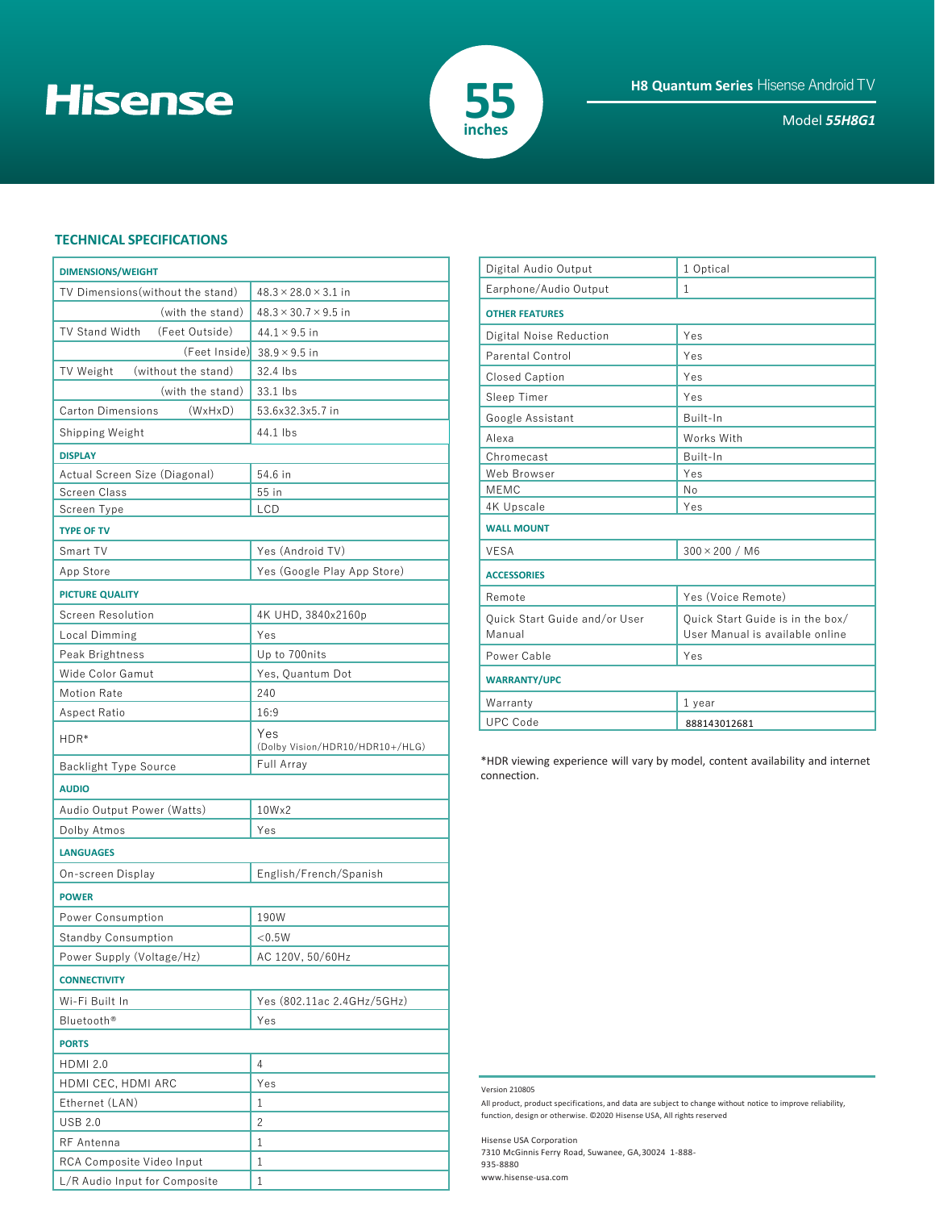# Hisense

**55 inches**

**H8 Quantum Series** Hisense Android TV

Model ***55H8G1***

## TECHNICAL SPECIFICATIONS

| | |
|---|---|
| **DIMENSIONS/WEIGHT** | |
| TV Dimensions(without the stand) | 48.3 × 28.0 × 3.1 in |
| (with the stand) | 48.3 × 30.7 × 9.5 in |
| TV Stand Width (Feet Outside) | 44.1 × 9.5 in |
| (Feet Inside) | 38.9 × 9.5 in |
| TV Weight (without the stand) | 32.4 lbs |
| (with the stand) | 33.1 lbs |
| Carton Dimensions (WxHxD) | 53.6x32.3x5.7 in |
| Shipping Weight | 44.1 lbs |
| **DISPLAY** | |
| Actual Screen Size (Diagonal) | 54.6 in |
| Screen Class | 55 in |
| Screen Type | LCD |
| **TYPE OF TV** | |
| Smart TV | Yes (Android TV) |
| App Store | Yes (Google Play App Store) |
| **PICTURE QUALITY** | |
| Screen Resolution | 4K UHD, 3840x2160p |
| Local Dimming | Yes |
| Peak Brightness | Up to 700nits |
| Wide Color Gamut | Yes, Quantum Dot |
| Motion Rate | 240 |
| Aspect Ratio | 16:9 |
| HDR* | Yes (Dolby Vision/HDR10/HDR10+/HLG) |
| Backlight Type Source | Full Array |
| **AUDIO** | |
| Audio Output Power (Watts) | 10Wx2 |
| Dolby Atmos | Yes |
| **LANGUAGES** | |
| On-screen Display | English/French/Spanish |
| **POWER** | |
| Power Consumption | 190W |
| Standby Consumption | <0.5W |
| Power Supply (Voltage/Hz) | AC 120V, 50/60Hz |
| **CONNECTIVITY** | |
| Wi-Fi Built In | Yes (802.11ac 2.4GHz/5GHz) |
| Bluetooth® | Yes |
| **PORTS** | |
| HDMI 2.0 | 4 |
| HDMI CEC, HDMI ARC | Yes |
| Ethernet (LAN) | 1 |
| USB 2.0 | 2 |
| RF Antenna | 1 |
| RCA Composite Video Input | 1 |
| L/R Audio Input for Composite | 1 |
| Digital Audio Output | 1 Optical |
| Earphone/Audio Output | 1 |
| **OTHER FEATURES** | |
| Digital Noise Reduction | Yes |
| Parental Control | Yes |
| Closed Caption | Yes |
| Sleep Timer | Yes |
| Google Assistant | Built-In |
| Alexa | Works With |
| Chromecast | Built-In |
| Web Browser | Yes |
| MEMC | No |
| 4K Upscale | Yes |
| **WALL MOUNT** | |
| VESA | 300 × 200 / M6 |
| **ACCESSORIES** | |
| Remote | Yes (Voice Remote) |
| Quick Start Guide and/or User Manual | Quick Start Guide is in the box/ User Manual is available online |
| Power Cable | Yes |
| **WARRANTY/UPC** | |
| Warranty | 1 year |
| UPC Code | 888143012681 |

*HDR viewing experience will vary by model, content availability and internet connection.

Version 210805

All product, product specifications, and data are subject to change without notice to improve reliability, function, design or otherwise. ©2020 Hisense USA, All rights reserved

Hisense USA Corporation
7310 McGinnis Ferry Road, Suwanee, GA, 30024 1-888-935-8880
www.hisense-usa.com